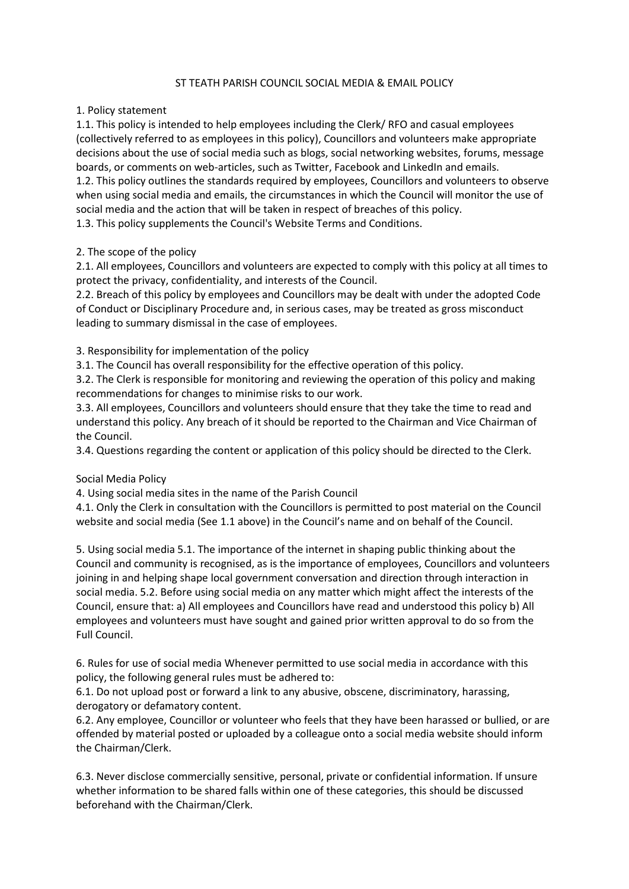# ST TEATH PARISH COUNCIL SOCIAL MEDIA & EMAIL POLICY

## 1. Policy statement

1.1. This policy is intended to help employees including the Clerk/ RFO and casual employees (collectively referred to as employees in this policy), Councillors and volunteers make appropriate decisions about the use of social media such as blogs, social networking websites, forums, message boards, or comments on web-articles, such as Twitter, Facebook and LinkedIn and emails.

1.2. This policy outlines the standards required by employees, Councillors and volunteers to observe when using social media and emails, the circumstances in which the Council will monitor the use of social media and the action that will be taken in respect of breaches of this policy.

1.3. This policy supplements the Council's Website Terms and Conditions.

## 2. The scope of the policy

2.1. All employees, Councillors and volunteers are expected to comply with this policy at all times to protect the privacy, confidentiality, and interests of the Council.

2.2. Breach of this policy by employees and Councillors may be dealt with under the adopted Code of Conduct or Disciplinary Procedure and, in serious cases, may be treated as gross misconduct leading to summary dismissal in the case of employees.

## 3. Responsibility for implementation of the policy

3.1. The Council has overall responsibility for the effective operation of this policy.

3.2. The Clerk is responsible for monitoring and reviewing the operation of this policy and making recommendations for changes to minimise risks to our work.

3.3. All employees, Councillors and volunteers should ensure that they take the time to read and understand this policy. Any breach of it should be reported to the Chairman and Vice Chairman of the Council.

3.4. Questions regarding the content or application of this policy should be directed to the Clerk.

## Social Media Policy

## 4. Using social media sites in the name of the Parish Council

4.1. Only the Clerk in consultation with the Councillors is permitted to post material on the Council website and social media (See 1.1 above) in the Council's name and on behalf of the Council.

## 5. Using social media

5.1. The importance of the internet in shaping public thinking about the Council and community is recognised, as is the importance of employees, Councillors and volunteers joining in and helping shape local government conversation and direction through interaction in social media. 5.2. Before using social media on any matter which might affect the interests of the Council, ensure that: a) All employees and Councillors have read and understood this policy b) All employees and volunteers must have sought and gained prior written approval to do so from the Full Council.

## 6. Rules for use of social media

Whenever permitted to use social media in accordance with this policy, the following general rules must be adhered to:

6.1. Do not upload post or forward a link to any abusive, obscene, discriminatory, harassing, derogatory or defamatory content.

6.2. Any employee, Councillor or volunteer who feels that they have been harassed or bullied, or are offended by material posted or uploaded by a colleague onto a social media website should inform the Chairman/Clerk.

6.3. Never disclose commercially sensitive, personal, private or confidential information. If unsure whether information to be shared falls within one of these categories, this should be discussed beforehand with the Chairman/Clerk.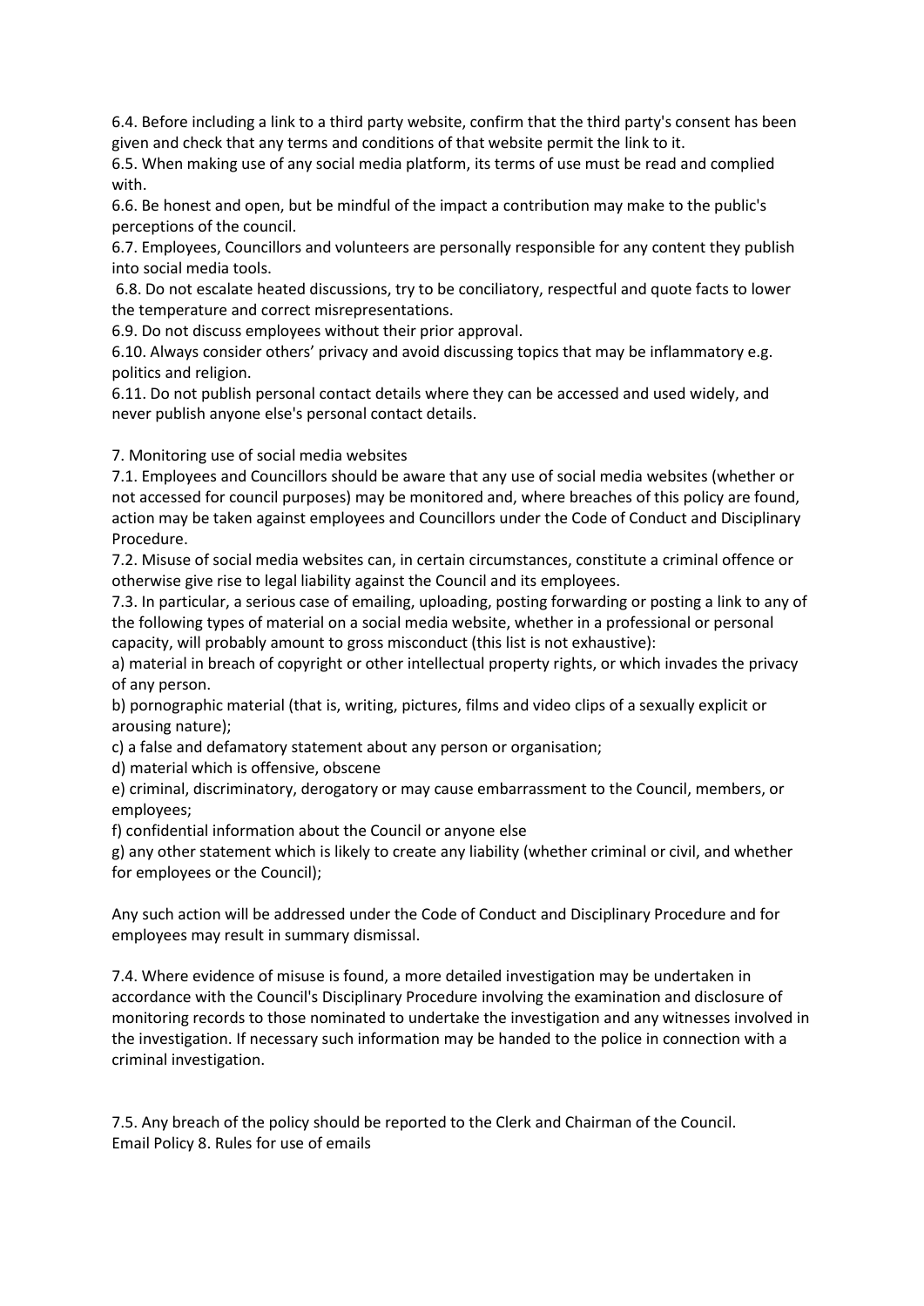6.4. Before including a link to a third party website, confirm that the third party's consent has been given and check that any terms and conditions of that website permit the link to it.

6.5. When making use of any social media platform, its terms of use must be read and complied with.

6.6. Be honest and open, but be mindful of the impact a contribution may make to the public's perceptions of the council.

6.7. Employees, Councillors and volunteers are personally responsible for any content they publish into social media tools.

6.8. Do not escalate heated discussions, try to be conciliatory, respectful and quote facts to lower the temperature and correct misrepresentations.

6.9. Do not discuss employees without their prior approval.

6.10. Always consider others' privacy and avoid discussing topics that may be inflammatory e.g. politics and religion.

6.11. Do not publish personal contact details where they can be accessed and used widely, and never publish anyone else's personal contact details.

## 7. Monitoring use of social media websites

7.1. Employees and Councillors should be aware that any use of social media websites (whether or not accessed for council purposes) may be monitored and, where breaches of this policy are found, action may be taken against employees and Councillors under the Code of Conduct and Disciplinary Procedure.

7.2. Misuse of social media websites can, in certain circumstances, constitute a criminal offence or otherwise give rise to legal liability against the Council and its employees.

7.3. In particular, a serious case of emailing, uploading, posting forwarding or posting a link to any of the following types of material on a social media website, whether in a professional or personal capacity, will probably amount to gross misconduct (this list is not exhaustive):

a) material in breach of copyright or other intellectual property rights, or which invades the privacy of any person.

b) pornographic material (that is, writing, pictures, films and video clips of a sexually explicit or arousing nature);

c) a false and defamatory statement about any person or organisation;

d) material which is offensive, obscene

e) criminal, discriminatory, derogatory or may cause embarrassment to the Council, members, or employees;

f) confidential information about the Council or anyone else

g) any other statement which is likely to create any liability (whether criminal or civil, and whether for employees or the Council);

Any such action will be addressed under the Code of Conduct and Disciplinary Procedure and for employees may result in summary dismissal.

7.4. Where evidence of misuse is found, a more detailed investigation may be undertaken in accordance with the Council's Disciplinary Procedure involving the examination and disclosure of monitoring records to those nominated to undertake the investigation and any witnesses involved in the investigation. If necessary such information may be handed to the police in connection with a criminal investigation.

7.5. Any breach of the policy should be reported to the Clerk and Chairman of the Council.

Email Policy 8. Rules for use of emails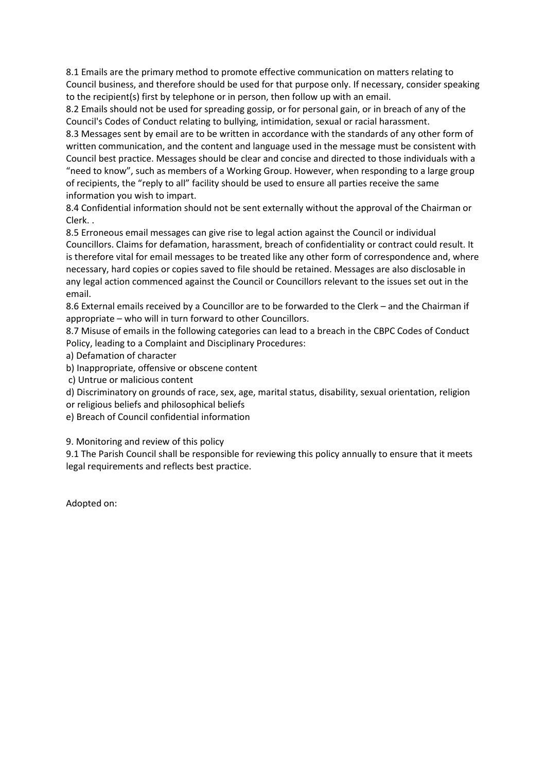8.1 Emails are the primary method to promote effective communication on matters relating to Council business, and therefore should be used for that purpose only. If necessary, consider speaking to the recipient(s) first by telephone or in person, then follow up with an email.

8.2 Emails should not be used for spreading gossip, or for personal gain, or in breach of any of the Council's Codes of Conduct relating to bullying, intimidation, sexual or racial harassment.

8.3 Messages sent by email are to be written in accordance with the standards of any other form of written communication, and the content and language used in the message must be consistent with Council best practice. Messages should be clear and concise and directed to those individuals with a "need to know", such as members of a Working Group. However, when responding to a large group of recipients, the "reply to all" facility should be used to ensure all parties receive the same information you wish to impart.

8.4 Confidential information should not be sent externally without the approval of the Chairman or Clerk. .

8.5 Erroneous email messages can give rise to legal action against the Council or individual Councillors. Claims for defamation, harassment, breach of confidentiality or contract could result. It is therefore vital for email messages to be treated like any other form of correspondence and, where necessary, hard copies or copies saved to file should be retained. Messages are also disclosable in any legal action commenced against the Council or Councillors relevant to the issues set out in the email.

8.6 External emails received by a Councillor are to be forwarded to the Clerk – and the Chairman if appropriate – who will in turn forward to other Councillors.

8.7 Misuse of emails in the following categories can lead to a breach in the CBPC Codes of Conduct Policy, leading to a Complaint and Disciplinary Procedures:

a) Defamation of character

b) Inappropriate, offensive or obscene content

c) Untrue or malicious content

d) Discriminatory on grounds of race, sex, age, marital status, disability, sexual orientation, religion or religious beliefs and philosophical beliefs

e) Breach of Council confidential information

9. Monitoring and review of this policy

9.1 The Parish Council shall be responsible for reviewing this policy annually to ensure that it meets legal requirements and reflects best practice.

Adopted on: